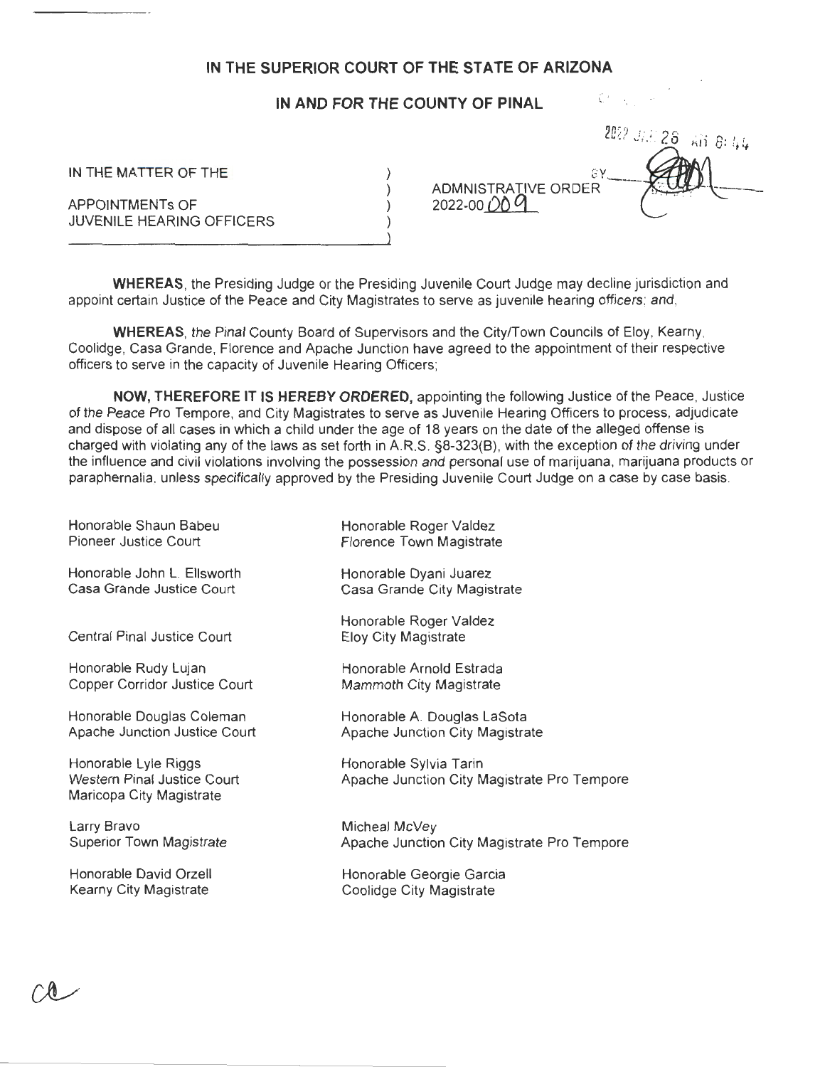**IN THE SUPERIOR COURT OF THE STATE OF ARIZONA**

**IN AND FOR THE COUNTY OF PINAL**

2022 JAN 26 AM 8:44

IN THE MATTER OF THE

APPOINTMENTs OF
JUVENILE HEARING OFFICERS

ADMNISTRATIVE ORDER
2022-00009

**WHEREAS**, the Presiding Judge or the Presiding Juvenile Court Judge may decline jurisdiction and appoint certain Justice of the Peace and City Magistrates to serve as juvenile hearing officers; and,

**WHEREAS**, the Pinal County Board of Supervisors and the City/Town Councils of Eloy, Kearny, Coolidge, Casa Grande, Florence and Apache Junction have agreed to the appointment of their respective officers to serve in the capacity of Juvenile Hearing Officers;

**NOW, THEREFORE IT IS HEREBY ORDERED,** appointing the following Justice of the Peace, Justice of the Peace Pro Tempore, and City Magistrates to serve as Juvenile Hearing Officers to process, adjudicate and dispose of all cases in which a child under the age of 18 years on the date of the alleged offense is charged with violating any of the laws as set forth in A.R.S. §8-323(B), with the exception of the driving under the influence and civil violations involving the possession and personal use of marijuana, marijuana products or paraphernalia, unless specifically approved by the Presiding Juvenile Court Judge on a case by case basis.

Honorable Shaun Babeu
Pioneer Justice Court

Honorable John L. Ellsworth
Casa Grande Justice Court

Central Pinal Justice Court

Honorable Rudy Lujan
Copper Corridor Justice Court

Honorable Douglas Coleman
Apache Junction Justice Court

Honorable Lyle Riggs
Western Pinal Justice Court
Maricopa City Magistrate

Larry Bravo
Superior Town Magistrate

Honorable David Orzell
Kearny City Magistrate

Honorable Roger Valdez
Florence Town Magistrate

Honorable Dyani Juarez
Casa Grande City Magistrate

Honorable Roger Valdez
Eloy City Magistrate

Honorable Arnold Estrada
Mammoth City Magistrate

Honorable A. Douglas LaSota
Apache Junction City Magistrate

Honorable Sylvia Tarin
Apache Junction City Magistrate Pro Tempore

Micheal McVey
Apache Junction City Magistrate Pro Tempore

Honorable Georgie Garcia
Coolidge City Magistrate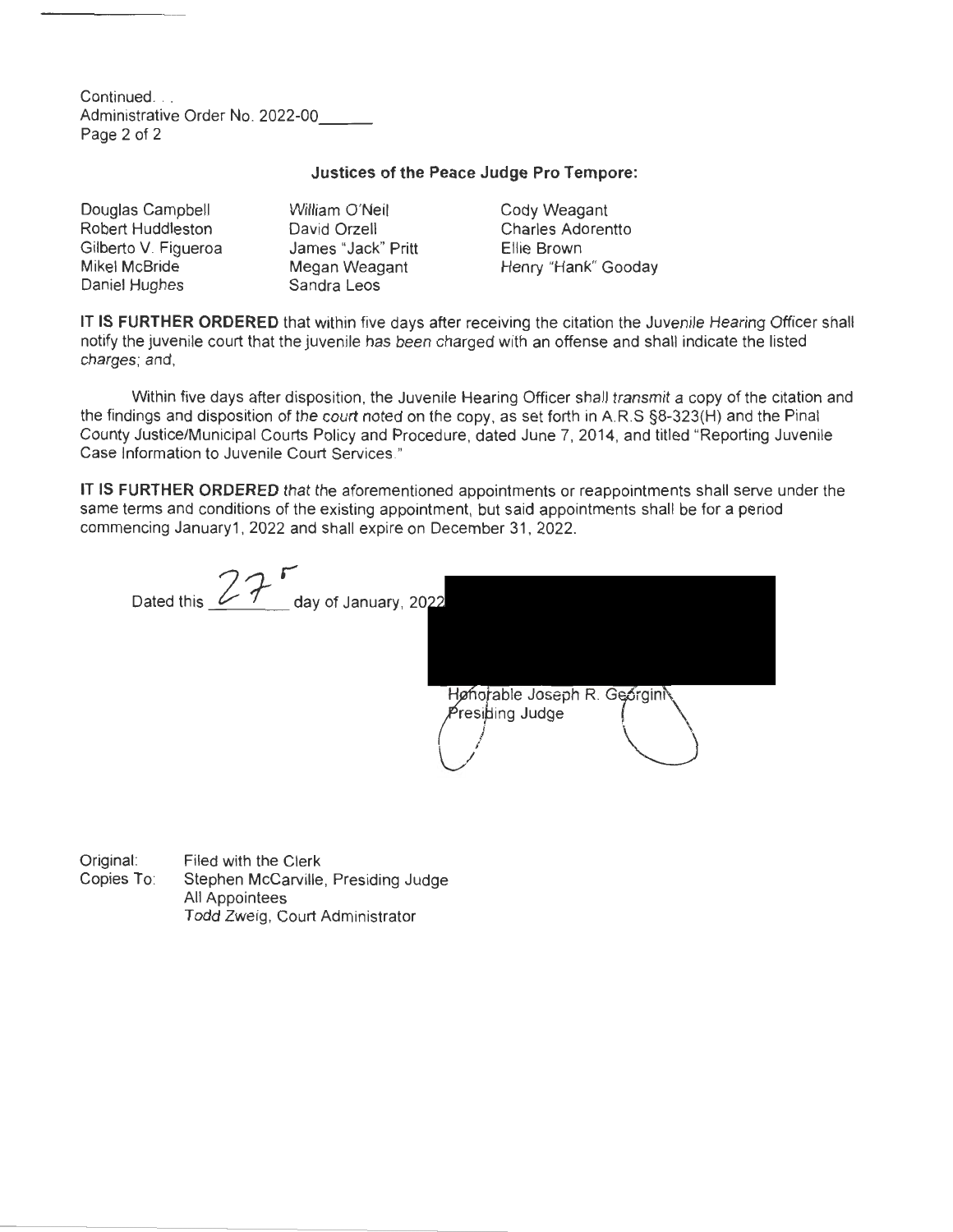Continued. . .
Administrative Order No. 2022-00\_\_\_\_\_\_

### Justices of the Peace Judge Pro Tempore:

| | | |
|---|---|---|
| Douglas Campbell | William O'Neil | Cody Weagant |
| Robert Huddleston | David Orzell | Charles Adorentto |
| Gilberto V. Figueroa | James "Jack" Pritt | Ellie Brown |
| Mikel McBride | Megan Weagant | Henry "Hank" Gooday |
| Daniel Hughes | Sandra Leos | |

**IT IS FURTHER ORDERED** that within five days after receiving the citation the Juvenile Hearing Officer shall notify the juvenile court that the juvenile has been charged with an offense and shall indicate the listed charges; and,

Within five days after disposition, the Juvenile Hearing Officer shall transmit a copy of the citation and the findings and disposition of the court noted on the copy, as set forth in A.R.S §8-323(H) and the Pinal County Justice/Municipal Courts Policy and Procedure, dated June 7, 2014, and titled "Reporting Juvenile Case Information to Juvenile Court Services."

**IT IS FURTHER ORDERED** that the aforementioned appointments or reappointments shall serve under the same terms and conditions of the existing appointment, but said appointments shall be for a period commencing January1, 2022 and shall expire on December 31, 2022.

Dated this 27th day of January, 2022

Honorable Joseph R. Georgini
Presiding Judge

Original: Filed with the Clerk
Copies To: Stephen McCarville, Presiding Judge
All Appointees
Todd Zweig, Court Administrator